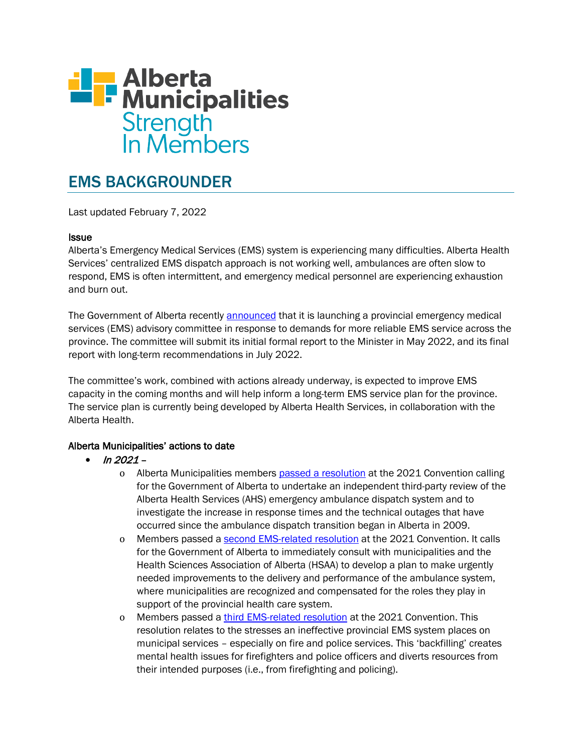Alberta Municipalities
Strength In Members

# EMS BACKGROUNDER

Last updated February 7, 2022

### Issue

Alberta's Emergency Medical Services (EMS) system is experiencing many difficulties. Alberta Health Services' centralized EMS dispatch approach is not working well, ambulances are often slow to respond, EMS is often intermittent, and emergency medical personnel are experiencing exhaustion and burn out.

The Government of Alberta recently announced that it is launching a provincial emergency medical services (EMS) advisory committee in response to demands for more reliable EMS service across the province. The committee will submit its initial formal report to the Minister in May 2022, and its final report with long-term recommendations in July 2022.

The committee's work, combined with actions already underway, is expected to improve EMS capacity in the coming months and will help inform a long-term EMS service plan for the province. The service plan is currently being developed by Alberta Health Services, in collaboration with the Alberta Health.

### Alberta Municipalities' actions to date

- *In 2021* –
  - Alberta Municipalities members passed a resolution at the 2021 Convention calling for the Government of Alberta to undertake an independent third-party review of the Alberta Health Services (AHS) emergency ambulance dispatch system and to investigate the increase in response times and the technical outages that have occurred since the ambulance dispatch transition began in Alberta in 2009.
  - Members passed a second EMS-related resolution at the 2021 Convention. It calls for the Government of Alberta to immediately consult with municipalities and the Health Sciences Association of Alberta (HSAA) to develop a plan to make urgently needed improvements to the delivery and performance of the ambulance system, where municipalities are recognized and compensated for the roles they play in support of the provincial health care system.
  - Members passed a third EMS-related resolution at the 2021 Convention. This resolution relates to the stresses an ineffective provincial EMS system places on municipal services – especially on fire and police services. This 'backfilling' creates mental health issues for firefighters and police officers and diverts resources from their intended purposes (i.e., from firefighting and policing).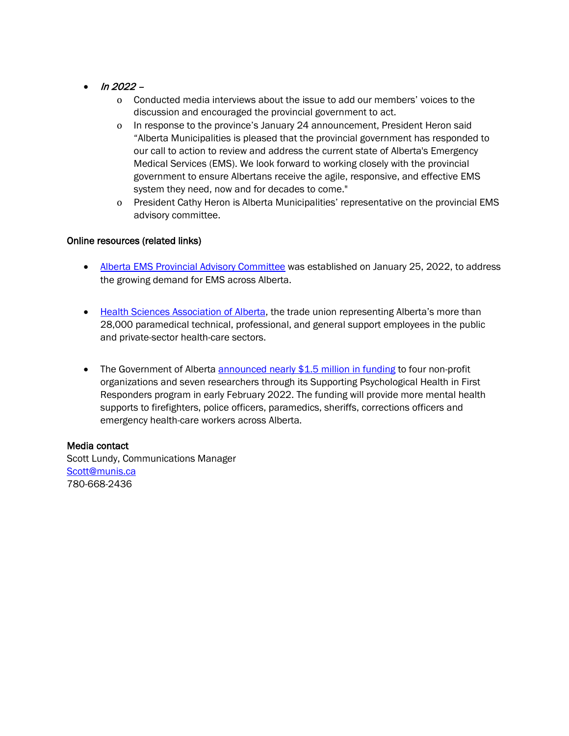- *In 2022 –*
  - Conducted media interviews about the issue to add our members' voices to the discussion and encouraged the provincial government to act.
  - In response to the province's January 24 announcement, President Heron said "Alberta Municipalities is pleased that the provincial government has responded to our call to action to review and address the current state of Alberta's Emergency Medical Services (EMS). We look forward to working closely with the provincial government to ensure Albertans receive the agile, responsive, and effective EMS system they need, now and for decades to come."
  - President Cathy Heron is Alberta Municipalities' representative on the provincial EMS advisory committee.

**Online resources (related links)**

- Alberta EMS Provincial Advisory Committee was established on January 25, 2022, to address the growing demand for EMS across Alberta.

- Health Sciences Association of Alberta, the trade union representing Alberta's more than 28,000 paramedical technical, professional, and general support employees in the public and private-sector health-care sectors.

- The Government of Alberta announced nearly $1.5 million in funding to four non-profit organizations and seven researchers through its Supporting Psychological Health in First Responders program in early February 2022. The funding will provide more mental health supports to firefighters, police officers, paramedics, sheriffs, corrections officers and emergency health-care workers across Alberta.

**Media contact**
Scott Lundy, Communications Manager
Scott@munis.ca
780-668-2436